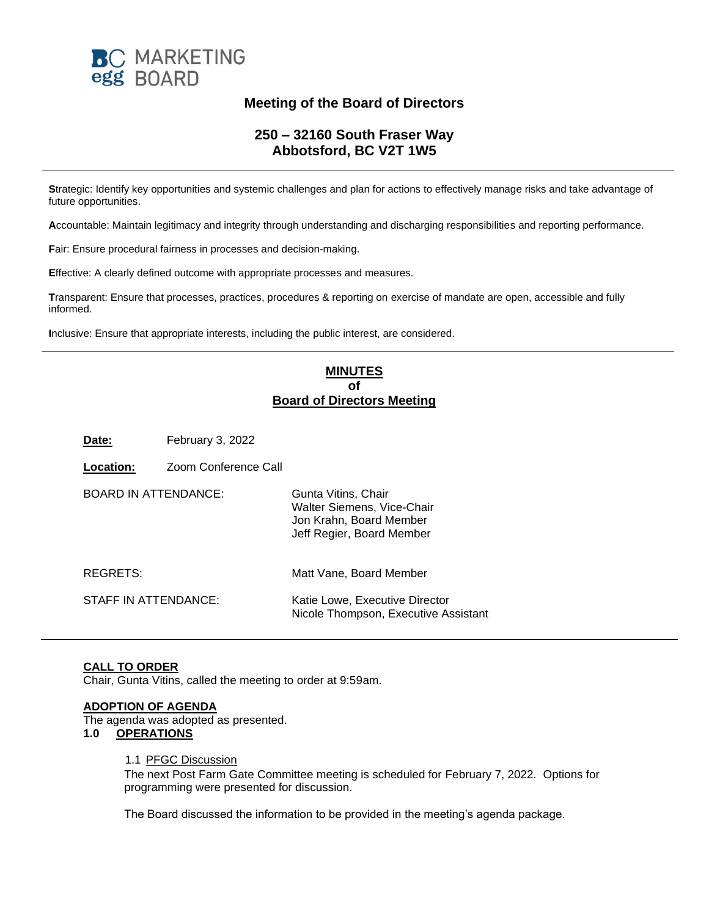BC MARKETING
egg BOARD

# Meeting of the Board of Directors

## 250 – 32160 South Fraser Way
## Abbotsford, BC V2T 1W5

---

**S**trategic: Identify key opportunities and systemic challenges and plan for actions to effectively manage risks and take advantage of future opportunities.

**A**ccountable: Maintain legitimacy and integrity through understanding and discharging responsibilities and reporting performance.

**F**air: Ensure procedural fairness in processes and decision-making.

**E**ffective: A clearly defined outcome with appropriate processes and measures.

**T**ransparent: Ensure that processes, practices, procedures & reporting on exercise of mandate are open, accessible and fully informed.

**I**nclusive: Ensure that appropriate interests, including the public interest, are considered.

---

**MINUTES**
**of**
**Board of Directors Meeting**

**Date:** February 3, 2022

**Location:** Zoom Conference Call

BOARD IN ATTENDANCE:
Gunta Vitins, Chair
Walter Siemens, Vice-Chair
Jon Krahn, Board Member
Jeff Regier, Board Member

REGRETS:
Matt Vane, Board Member

STAFF IN ATTENDANCE:
Katie Lowe, Executive Director
Nicole Thompson, Executive Assistant

---

**CALL TO ORDER**

Chair, Gunta Vitins, called the meeting to order at 9:59am.

**ADOPTION OF AGENDA**

The agenda was adopted as presented.

**1.0 OPERATIONS**

1.1 PFGC Discussion

The next Post Farm Gate Committee meeting is scheduled for February 7, 2022. Options for programming were presented for discussion.

The Board discussed the information to be provided in the meeting's agenda package.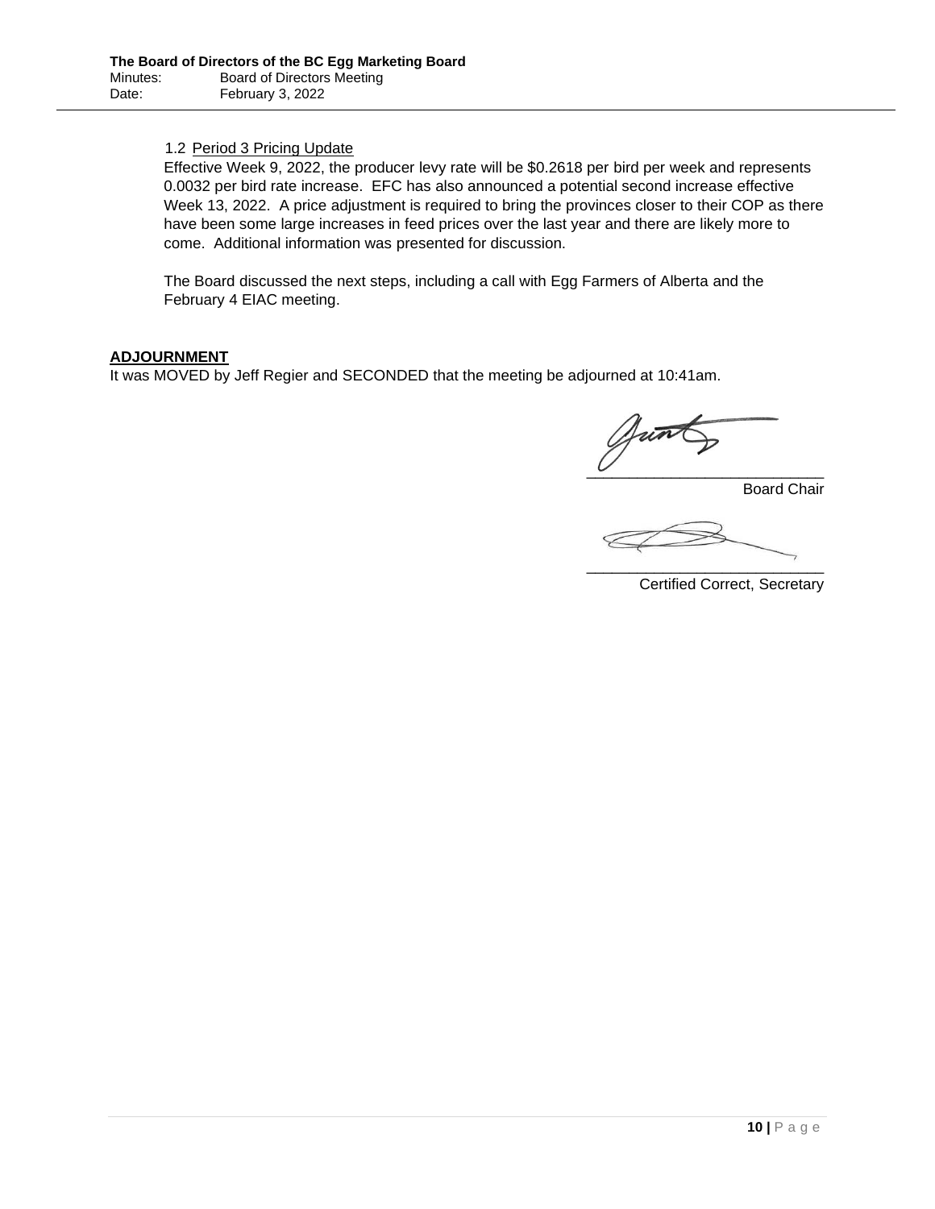1.2 Period 3 Pricing Update

Effective Week 9, 2022, the producer levy rate will be $0.2618 per bird per week and represents 0.0032 per bird rate increase. EFC has also announced a potential second increase effective Week 13, 2022. A price adjustment is required to bring the provinces closer to their COP as there have been some large increases in feed prices over the last year and there are likely more to come. Additional information was presented for discussion.

The Board discussed the next steps, including a call with Egg Farmers of Alberta and the February 4 EIAC meeting.

**ADJOURNMENT**

It was MOVED by Jeff Regier and SECONDED that the meeting be adjourned at 10:41am.

\_\_\_\_\_\_\_\_\_\_\_\_\_\_\_\_\_\_\_\_\_\_\_\_\_\_\_\_

Board Chair

\_\_\_\_\_\_\_\_\_\_\_\_\_\_\_\_\_\_\_\_\_\_\_\_\_\_\_\_

Certified Correct, Secretary